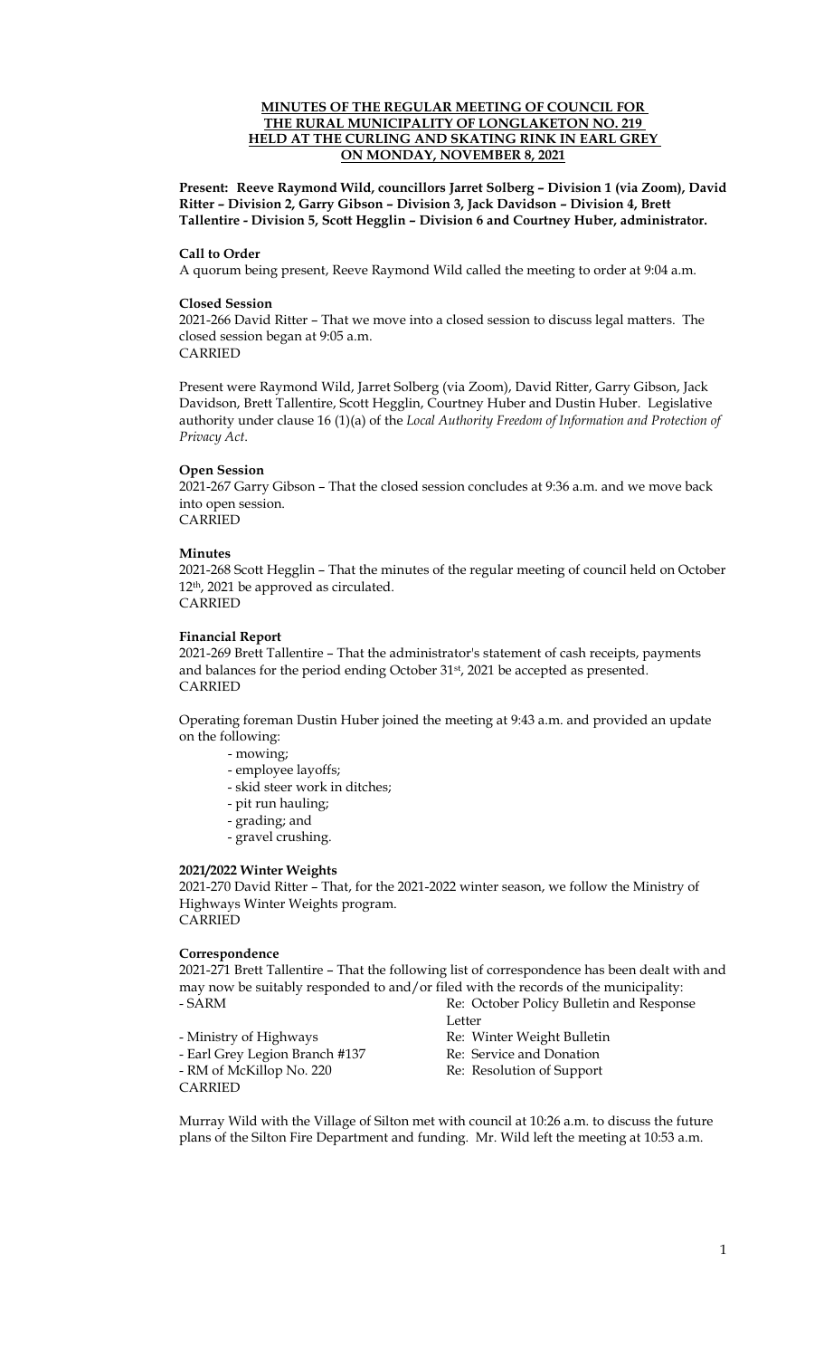# MINUTES OF THE REGULAR MEETING OF COUNCIL FOR THE RURAL MUNICIPALITY OF LONGLAKETON NO. 219 HELD AT THE CURLING AND SKATING RINK IN EARL GREY ON MONDAY, NOVEMBER 8, 2021

**Present: Reeve Raymond Wild, councillors Jarret Solberg – Division 1 (via Zoom), David Ritter – Division 2, Garry Gibson – Division 3, Jack Davidson – Division 4, Brett Tallentire - Division 5, Scott Hegglin – Division 6 and Courtney Huber, administrator.**

**Call to Order**

A quorum being present, Reeve Raymond Wild called the meeting to order at 9:04 a.m.

**Closed Session**

2021-266 David Ritter – That we move into a closed session to discuss legal matters. The closed session began at 9:05 a.m.
CARRIED

Present were Raymond Wild, Jarret Solberg (via Zoom), David Ritter, Garry Gibson, Jack Davidson, Brett Tallentire, Scott Hegglin, Courtney Huber and Dustin Huber. Legislative authority under clause 16 (1)(a) of the *Local Authority Freedom of Information and Protection of Privacy Act*.

**Open Session**

2021-267 Garry Gibson – That the closed session concludes at 9:36 a.m. and we move back into open session.
CARRIED

**Minutes**

2021-268 Scott Hegglin – That the minutes of the regular meeting of council held on October 12th, 2021 be approved as circulated.
CARRIED

**Financial Report**

2021-269 Brett Tallentire – That the administrator's statement of cash receipts, payments and balances for the period ending October 31st, 2021 be accepted as presented.
CARRIED

Operating foreman Dustin Huber joined the meeting at 9:43 a.m. and provided an update on the following:

- mowing;
- employee layoffs;
- skid steer work in ditches;
- pit run hauling;
- grading; and
- gravel crushing.

**2021/2022 Winter Weights**

2021-270 David Ritter – That, for the 2021-2022 winter season, we follow the Ministry of Highways Winter Weights program.
CARRIED

**Correspondence**

2021-271 Brett Tallentire – That the following list of correspondence has been dealt with and may now be suitably responded to and/or filed with the records of the municipality:

| | |
|---|---|
| - SARM | Re: October Policy Bulletin and Response Letter |
| - Ministry of Highways | Re: Winter Weight Bulletin |
| - Earl Grey Legion Branch #137 | Re: Service and Donation |
| - RM of McKillop No. 220 | Re: Resolution of Support |

CARRIED

Murray Wild with the Village of Silton met with council at 10:26 a.m. to discuss the future plans of the Silton Fire Department and funding. Mr. Wild left the meeting at 10:53 a.m.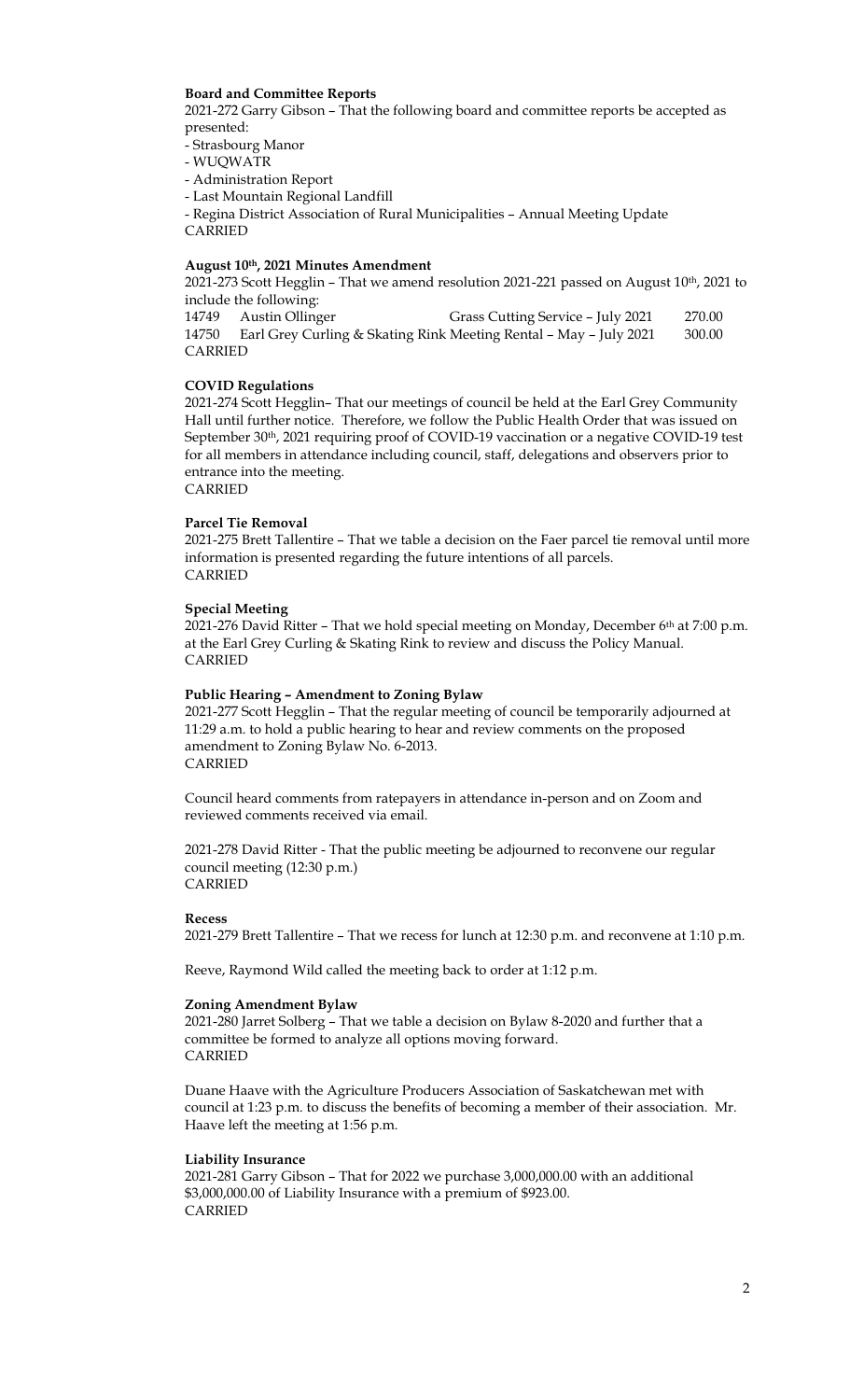**Board and Committee Reports**

2021-272 Garry Gibson – That the following board and committee reports be accepted as presented:

- Strasbourg Manor
- WUQWATR
- Administration Report
- Last Mountain Regional Landfill
- Regina District Association of Rural Municipalities – Annual Meeting Update

CARRIED

**August 10th, 2021 Minutes Amendment**

2021-273 Scott Hegglin – That we amend resolution 2021-221 passed on August 10th, 2021 to include the following:

| | | | |
|---|---|---|---|
| 14749 | Austin Ollinger | Grass Cutting Service – July 2021 | 270.00 |
| 14750 | Earl Grey Curling & Skating Rink Meeting Rental – May – July 2021 | | 300.00 |

CARRIED

**COVID Regulations**

2021-274 Scott Hegglin– That our meetings of council be held at the Earl Grey Community Hall until further notice. Therefore, we follow the Public Health Order that was issued on September 30th, 2021 requiring proof of COVID-19 vaccination or a negative COVID-19 test for all members in attendance including council, staff, delegations and observers prior to entrance into the meeting.

CARRIED

**Parcel Tie Removal**

2021-275 Brett Tallentire – That we table a decision on the Faer parcel tie removal until more information is presented regarding the future intentions of all parcels.

CARRIED

**Special Meeting**

2021-276 David Ritter – That we hold special meeting on Monday, December 6th at 7:00 p.m. at the Earl Grey Curling & Skating Rink to review and discuss the Policy Manual.

CARRIED

**Public Hearing – Amendment to Zoning Bylaw**

2021-277 Scott Hegglin – That the regular meeting of council be temporarily adjourned at 11:29 a.m. to hold a public hearing to hear and review comments on the proposed amendment to Zoning Bylaw No. 6-2013.

CARRIED

Council heard comments from ratepayers in attendance in-person and on Zoom and reviewed comments received via email.

2021-278 David Ritter - That the public meeting be adjourned to reconvene our regular council meeting (12:30 p.m.)

CARRIED

**Recess**

2021-279 Brett Tallentire – That we recess for lunch at 12:30 p.m. and reconvene at 1:10 p.m.

Reeve, Raymond Wild called the meeting back to order at 1:12 p.m.

**Zoning Amendment Bylaw**

2021-280 Jarret Solberg – That we table a decision on Bylaw 8-2020 and further that a committee be formed to analyze all options moving forward.

CARRIED

Duane Haave with the Agriculture Producers Association of Saskatchewan met with council at 1:23 p.m. to discuss the benefits of becoming a member of their association. Mr. Haave left the meeting at 1:56 p.m.

**Liability Insurance**

2021-281 Garry Gibson – That for 2022 we purchase 3,000,000.00 with an additional $3,000,000.00 of Liability Insurance with a premium of $923.00.

CARRIED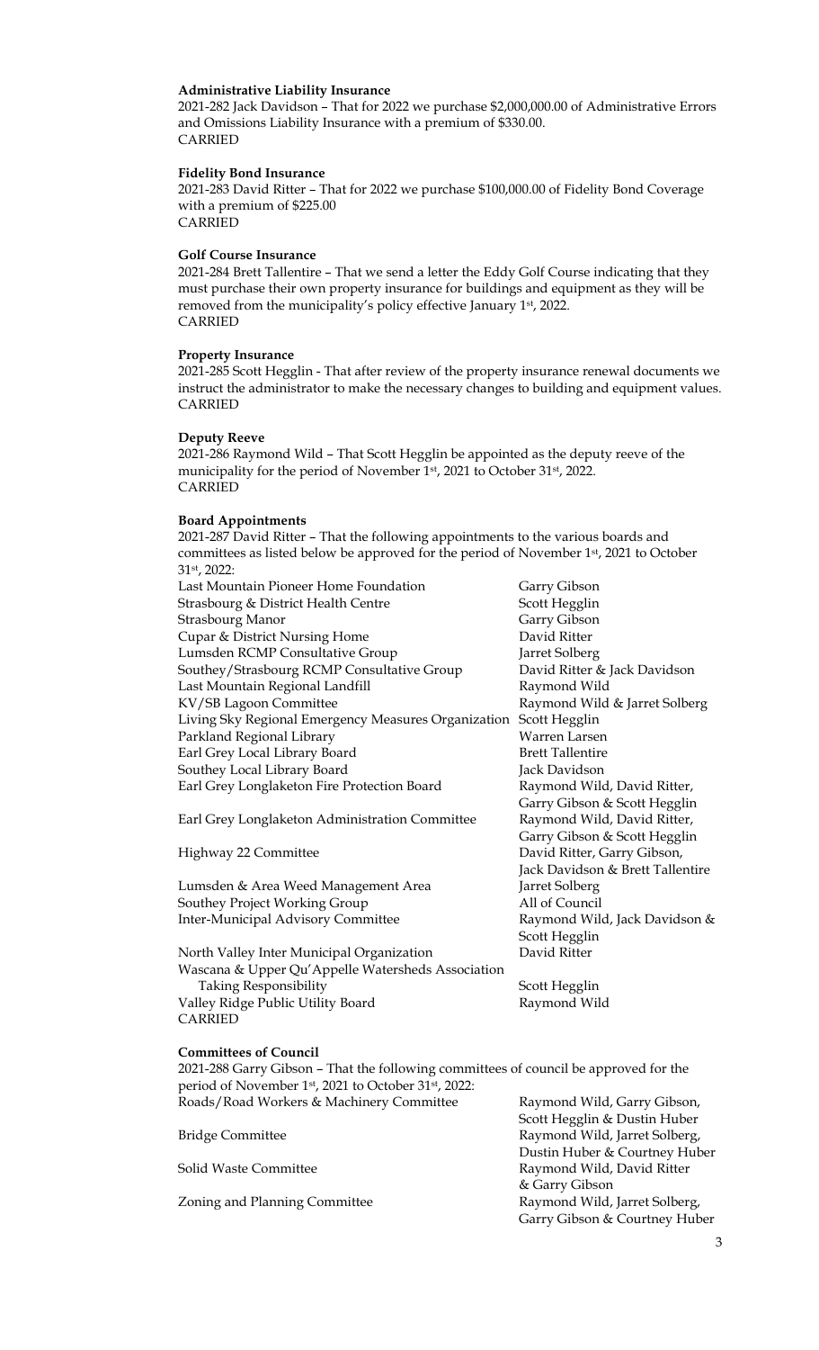**Administrative Liability Insurance**

2021-282 Jack Davidson – That for 2022 we purchase $2,000,000.00 of Administrative Errors and Omissions Liability Insurance with a premium of $330.00.
CARRIED

**Fidelity Bond Insurance**

2021-283 David Ritter – That for 2022 we purchase $100,000.00 of Fidelity Bond Coverage with a premium of $225.00
CARRIED

**Golf Course Insurance**

2021-284 Brett Tallentire – That we send a letter the Eddy Golf Course indicating that they must purchase their own property insurance for buildings and equipment as they will be removed from the municipality's policy effective January 1st, 2022.
CARRIED

**Property Insurance**

2021-285 Scott Hegglin - That after review of the property insurance renewal documents we instruct the administrator to make the necessary changes to building and equipment values.
CARRIED

**Deputy Reeve**

2021-286 Raymond Wild – That Scott Hegglin be appointed as the deputy reeve of the municipality for the period of November 1st, 2021 to October 31st, 2022.
CARRIED

**Board Appointments**

2021-287 David Ritter – That the following appointments to the various boards and committees as listed below be approved for the period of November 1st, 2021 to October 31st, 2022:

| | |
|---|---|
| Last Mountain Pioneer Home Foundation | Garry Gibson |
| Strasbourg & District Health Centre | Scott Hegglin |
| Strasbourg Manor | Garry Gibson |
| Cupar & District Nursing Home | David Ritter |
| Lumsden RCMP Consultative Group | Jarret Solberg |
| Southey/Strasbourg RCMP Consultative Group | David Ritter & Jack Davidson |
| Last Mountain Regional Landfill | Raymond Wild |
| KV/SB Lagoon Committee | Raymond Wild & Jarret Solberg |
| Living Sky Regional Emergency Measures Organization | Scott Hegglin |
| Parkland Regional Library | Warren Larsen |
| Earl Grey Local Library Board | Brett Tallentire |
| Southey Local Library Board | Jack Davidson |
| Earl Grey Longlaketon Fire Protection Board | Raymond Wild, David Ritter, Garry Gibson & Scott Hegglin |
| Earl Grey Longlaketon Administration Committee | Raymond Wild, David Ritter, Garry Gibson & Scott Hegglin |
| Highway 22 Committee | David Ritter, Garry Gibson, Jack Davidson & Brett Tallentire |
| Lumsden & Area Weed Management Area | Jarret Solberg |
| Southey Project Working Group | All of Council |
| Inter-Municipal Advisory Committee | Raymond Wild, Jack Davidson & Scott Hegglin |
| North Valley Inter Municipal Organization | David Ritter |
| Wascana & Upper Qu'Appelle Watersheds Association Taking Responsibility | Scott Hegglin |
| Valley Ridge Public Utility Board | Raymond Wild |

CARRIED

**Committees of Council**

2021-288 Garry Gibson – That the following committees of council be approved for the period of November 1st, 2021 to October 31st, 2022:

| | |
|---|---|
| Roads/Road Workers & Machinery Committee | Raymond Wild, Garry Gibson, Scott Hegglin & Dustin Huber |
| Bridge Committee | Raymond Wild, Jarret Solberg, Dustin Huber & Courtney Huber |
| Solid Waste Committee | Raymond Wild, David Ritter & Garry Gibson |
| Zoning and Planning Committee | Raymond Wild, Jarret Solberg, Garry Gibson & Courtney Huber |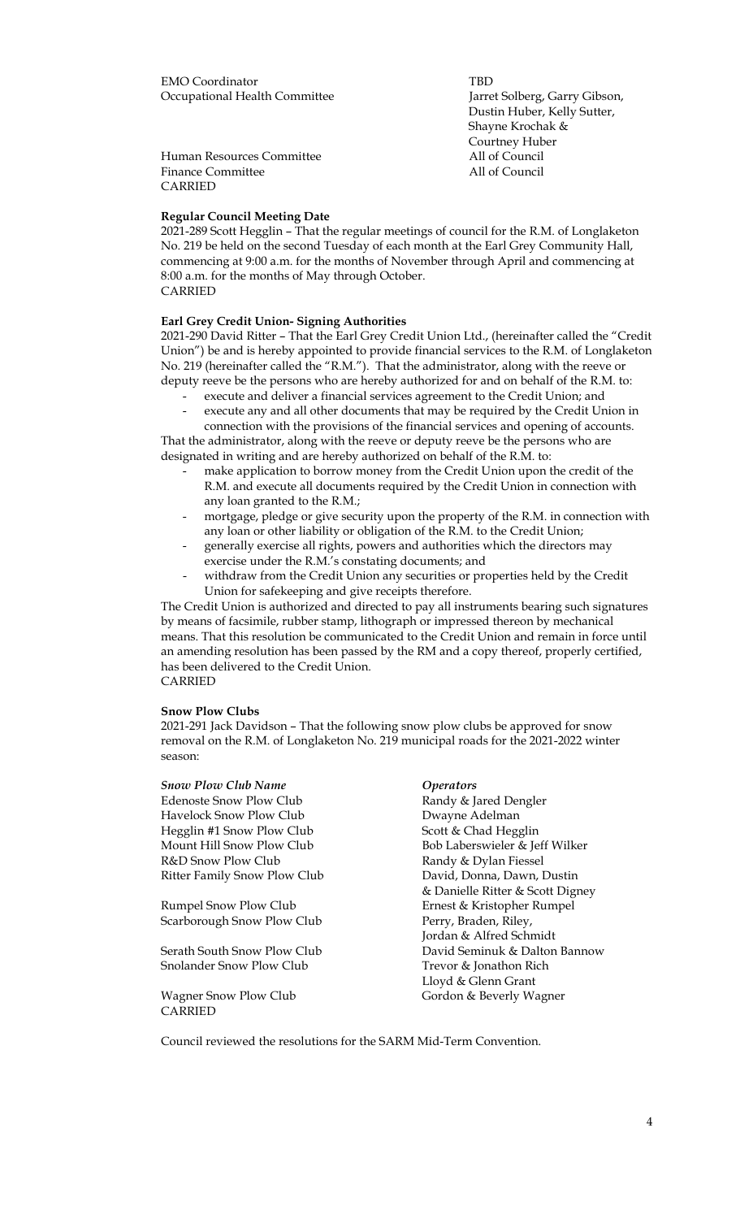| | |
|---|---|
| EMO Coordinator | TBD |
| Occupational Health Committee | Jarret Solberg, Garry Gibson, Dustin Huber, Kelly Sutter, Shayne Krochak & Courtney Huber |
| Human Resources Committee | All of Council |
| Finance Committee | All of Council |

CARRIED

**Regular Council Meeting Date**

2021-289 Scott Hegglin – That the regular meetings of council for the R.M. of Longlaketon No. 219 be held on the second Tuesday of each month at the Earl Grey Community Hall, commencing at 9:00 a.m. for the months of November through April and commencing at 8:00 a.m. for the months of May through October.
CARRIED

**Earl Grey Credit Union- Signing Authorities**

2021-290 David Ritter – That the Earl Grey Credit Union Ltd., (hereinafter called the "Credit Union") be and is hereby appointed to provide financial services to the R.M. of Longlaketon No. 219 (hereinafter called the "R.M."). That the administrator, along with the reeve or deputy reeve be the persons who are hereby authorized for and on behalf of the R.M. to:

- execute and deliver a financial services agreement to the Credit Union; and
- execute any and all other documents that may be required by the Credit Union in connection with the provisions of the financial services and opening of accounts.

That the administrator, along with the reeve or deputy reeve be the persons who are designated in writing and are hereby authorized on behalf of the R.M. to:

- make application to borrow money from the Credit Union upon the credit of the R.M. and execute all documents required by the Credit Union in connection with any loan granted to the R.M.;
- mortgage, pledge or give security upon the property of the R.M. in connection with any loan or other liability or obligation of the R.M. to the Credit Union;
- generally exercise all rights, powers and authorities which the directors may exercise under the R.M.'s constating documents; and
- withdraw from the Credit Union any securities or properties held by the Credit Union for safekeeping and give receipts therefore.

The Credit Union is authorized and directed to pay all instruments bearing such signatures by means of facsimile, rubber stamp, lithograph or impressed thereon by mechanical means. That this resolution be communicated to the Credit Union and remain in force until an amending resolution has been passed by the RM and a copy thereof, properly certified, has been delivered to the Credit Union.
CARRIED

**Snow Plow Clubs**

2021-291 Jack Davidson – That the following snow plow clubs be approved for snow removal on the R.M. of Longlaketon No. 219 municipal roads for the 2021-2022 winter season:

| *Snow Plow Club Name* | *Operators* |
|---|---|
| Edenoste Snow Plow Club | Randy & Jared Dengler |
| Havelock Snow Plow Club | Dwayne Adelman |
| Hegglin #1 Snow Plow Club | Scott & Chad Hegglin |
| Mount Hill Snow Plow Club | Bob Laberswieler & Jeff Wilker |
| R&D Snow Plow Club | Randy & Dylan Fiessel |
| Ritter Family Snow Plow Club | David, Donna, Dawn, Dustin & Danielle Ritter & Scott Digney |
| Rumpel Snow Plow Club | Ernest & Kristopher Rumpel |
| Scarborough Snow Plow Club | Perry, Braden, Riley, Jordan & Alfred Schmidt |
| Serath South Snow Plow Club | David Seminuk & Dalton Bannow |
| Snolander Snow Plow Club | Trevor & Jonathon Rich<br>Lloyd & Glenn Grant |
| Wagner Snow Plow Club | Gordon & Beverly Wagner |

CARRIED

Council reviewed the resolutions for the SARM Mid-Term Convention.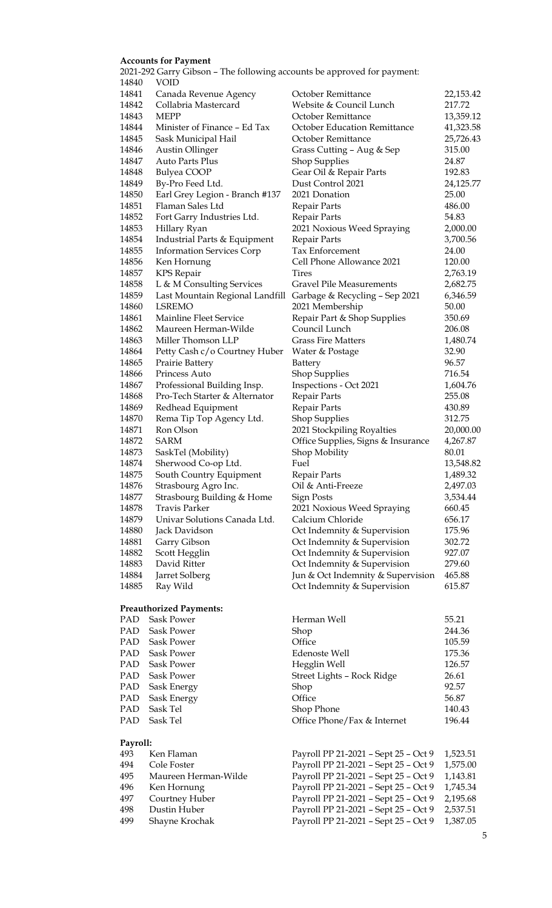**Accounts for Payment**

2021-292 Garry Gibson – The following accounts be approved for payment:

| | | | |
|---|---|---|---|
| 14840 | VOID | | |
| 14841 | Canada Revenue Agency | October Remittance | 22,153.42 |
| 14842 | Collabria Mastercard | Website & Council Lunch | 217.72 |
| 14843 | MEPP | October Remittance | 13,359.12 |
| 14844 | Minister of Finance – Ed Tax | October Education Remittance | 41,323.58 |
| 14845 | Sask Municipal Hail | October Remittance | 25,726.43 |
| 14846 | Austin Ollinger | Grass Cutting – Aug & Sep | 315.00 |
| 14847 | Auto Parts Plus | Shop Supplies | 24.87 |
| 14848 | Bulyea COOP | Gear Oil & Repair Parts | 192.83 |
| 14849 | By-Pro Feed Ltd. | Dust Control 2021 | 24,125.77 |
| 14850 | Earl Grey Legion - Branch #137 | 2021 Donation | 25.00 |
| 14851 | Flaman Sales Ltd | Repair Parts | 486.00 |
| 14852 | Fort Garry Industries Ltd. | Repair Parts | 54.83 |
| 14853 | Hillary Ryan | 2021 Noxious Weed Spraying | 2,000.00 |
| 14854 | Industrial Parts & Equipment | Repair Parts | 3,700.56 |
| 14855 | Information Services Corp | Tax Enforcement | 24.00 |
| 14856 | Ken Hornung | Cell Phone Allowance 2021 | 120.00 |
| 14857 | KPS Repair | Tires | 2,763.19 |
| 14858 | L & M Consulting Services | Gravel Pile Measurements | 2,682.75 |
| 14859 | Last Mountain Regional Landfill | Garbage & Recycling – Sep 2021 | 6,346.59 |
| 14860 | LSREMO | 2021 Membership | 50.00 |
| 14861 | Mainline Fleet Service | Repair Part & Shop Supplies | 350.69 |
| 14862 | Maureen Herman-Wilde | Council Lunch | 206.08 |
| 14863 | Miller Thomson LLP | Grass Fire Matters | 1,480.74 |
| 14864 | Petty Cash c/o Courtney Huber | Water & Postage | 32.90 |
| 14865 | Prairie Battery | Battery | 96.57 |
| 14866 | Princess Auto | Shop Supplies | 716.54 |
| 14867 | Professional Building Insp. | Inspections - Oct 2021 | 1,604.76 |
| 14868 | Pro-Tech Starter & Alternator | Repair Parts | 255.08 |
| 14869 | Redhead Equipment | Repair Parts | 430.89 |
| 14870 | Rema Tip Top Agency Ltd. | Shop Supplies | 312.75 |
| 14871 | Ron Olson | 2021 Stockpiling Royalties | 20,000.00 |
| 14872 | SARM | Office Supplies, Signs & Insurance | 4,267.87 |
| 14873 | SaskTel (Mobility) | Shop Mobility | 80.01 |
| 14874 | Sherwood Co-op Ltd. | Fuel | 13,548.82 |
| 14875 | South Country Equipment | Repair Parts | 1,489.32 |
| 14876 | Strasbourg Agro Inc. | Oil & Anti-Freeze | 2,497.03 |
| 14877 | Strasbourg Building & Home | Sign Posts | 3,534.44 |
| 14878 | Travis Parker | 2021 Noxious Weed Spraying | 660.45 |
| 14879 | Univar Solutions Canada Ltd. | Calcium Chloride | 656.17 |
| 14880 | Jack Davidson | Oct Indemnity & Supervision | 175.96 |
| 14881 | Garry Gibson | Oct Indemnity & Supervision | 302.72 |
| 14882 | Scott Hegglin | Oct Indemnity & Supervision | 927.07 |
| 14883 | David Ritter | Oct Indemnity & Supervision | 279.60 |
| 14884 | Jarret Solberg | Jun & Oct Indemnity & Supervision | 465.88 |
| 14885 | Ray Wild | Oct Indemnity & Supervision | 615.87 |

**Preauthorized Payments:**

| | | | |
|---|---|---|---|
| PAD | Sask Power | Herman Well | 55.21 |
| PAD | Sask Power | Shop | 244.36 |
| PAD | Sask Power | Office | 105.59 |
| PAD | Sask Power | Edenoste Well | 175.36 |
| PAD | Sask Power | Hegglin Well | 126.57 |
| PAD | Sask Power | Street Lights – Rock Ridge | 26.61 |
| PAD | Sask Energy | Shop | 92.57 |
| PAD | Sask Energy | Office | 56.87 |
| PAD | Sask Tel | Shop Phone | 140.43 |
| PAD | Sask Tel | Office Phone/Fax & Internet | 196.44 |

**Payroll:**

| | | | |
|---|---|---|---|
| 493 | Ken Flaman | Payroll PP 21-2021 – Sept 25 – Oct 9 | 1,523.51 |
| 494 | Cole Foster | Payroll PP 21-2021 – Sept 25 – Oct 9 | 1,575.00 |
| 495 | Maureen Herman-Wilde | Payroll PP 21-2021 – Sept 25 – Oct 9 | 1,143.81 |
| 496 | Ken Hornung | Payroll PP 21-2021 – Sept 25 – Oct 9 | 1,745.34 |
| 497 | Courtney Huber | Payroll PP 21-2021 – Sept 25 – Oct 9 | 2,195.68 |
| 498 | Dustin Huber | Payroll PP 21-2021 – Sept 25 – Oct 9 | 2,537.51 |
| 499 | Shayne Krochak | Payroll PP 21-2021 – Sept 25 – Oct 9 | 1,387.05 |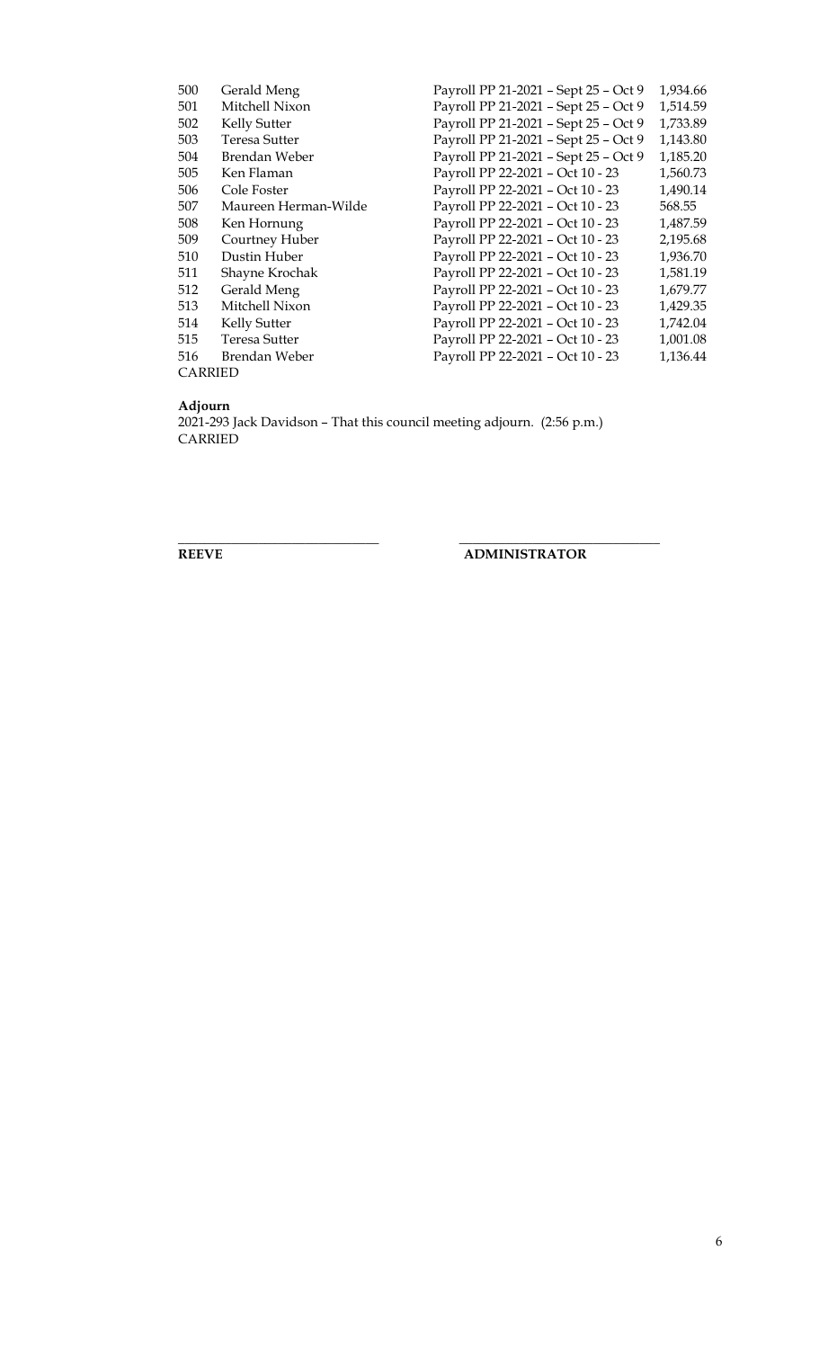| | | | |
|---|---|---|---|
| 500 | Gerald Meng | Payroll PP 21-2021 – Sept 25 – Oct 9 | 1,934.66 |
| 501 | Mitchell Nixon | Payroll PP 21-2021 – Sept 25 – Oct 9 | 1,514.59 |
| 502 | Kelly Sutter | Payroll PP 21-2021 – Sept 25 – Oct 9 | 1,733.89 |
| 503 | Teresa Sutter | Payroll PP 21-2021 – Sept 25 – Oct 9 | 1,143.80 |
| 504 | Brendan Weber | Payroll PP 21-2021 – Sept 25 – Oct 9 | 1,185.20 |
| 505 | Ken Flaman | Payroll PP 22-2021 – Oct 10 - 23 | 1,560.73 |
| 506 | Cole Foster | Payroll PP 22-2021 – Oct 10 - 23 | 1,490.14 |
| 507 | Maureen Herman-Wilde | Payroll PP 22-2021 – Oct 10 - 23 | 568.55 |
| 508 | Ken Hornung | Payroll PP 22-2021 – Oct 10 - 23 | 1,487.59 |
| 509 | Courtney Huber | Payroll PP 22-2021 – Oct 10 - 23 | 2,195.68 |
| 510 | Dustin Huber | Payroll PP 22-2021 – Oct 10 - 23 | 1,936.70 |
| 511 | Shayne Krochak | Payroll PP 22-2021 – Oct 10 - 23 | 1,581.19 |
| 512 | Gerald Meng | Payroll PP 22-2021 – Oct 10 - 23 | 1,679.77 |
| 513 | Mitchell Nixon | Payroll PP 22-2021 – Oct 10 - 23 | 1,429.35 |
| 514 | Kelly Sutter | Payroll PP 22-2021 – Oct 10 - 23 | 1,742.04 |
| 515 | Teresa Sutter | Payroll PP 22-2021 – Oct 10 - 23 | 1,001.08 |
| 516 | Brendan Weber | Payroll PP 22-2021 – Oct 10 - 23 | 1,136.44 |

CARRIED

**Adjourn**

2021-293 Jack Davidson – That this council meeting adjourn. (2:56 p.m.)
CARRIED

______________________________ ______________________________

**REEVE** **ADMINISTRATOR**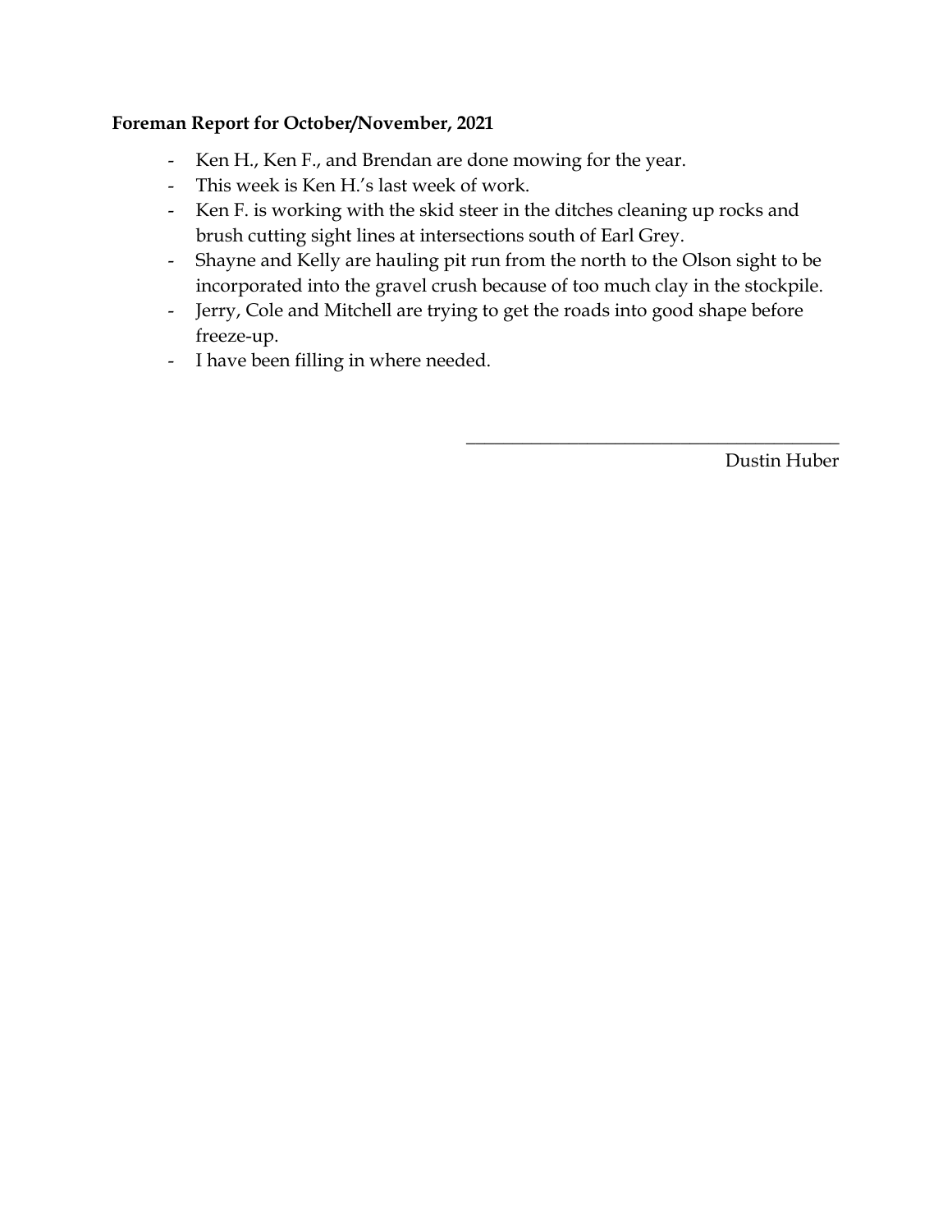**Foreman Report for October/November, 2021**

- Ken H., Ken F., and Brendan are done mowing for the year.
- This week is Ken H.'s last week of work.
- Ken F. is working with the skid steer in the ditches cleaning up rocks and brush cutting sight lines at intersections south of Earl Grey.
- Shayne and Kelly are hauling pit run from the north to the Olson sight to be incorporated into the gravel crush because of too much clay in the stockpile.
- Jerry, Cole and Mitchell are trying to get the roads into good shape before freeze-up.
- I have been filling in where needed.

\_\_\_\_\_\_\_\_\_\_\_\_\_\_\_\_\_\_\_\_\_\_\_\_\_\_\_\_\_\_\_\_\_\_\_\_\_\_\_\_

Dustin Huber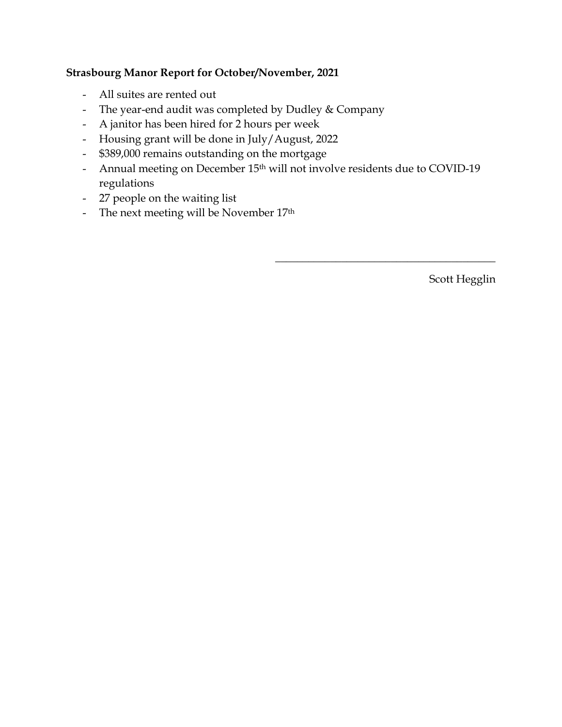**Strasbourg Manor Report for October/November, 2021**

- All suites are rented out
- The year-end audit was completed by Dudley & Company
- A janitor has been hired for 2 hours per week
- Housing grant will be done in July/August, 2022
- $389,000 remains outstanding on the mortgage
- Annual meeting on December 15th will not involve residents due to COVID-19 regulations
- 27 people on the waiting list
- The next meeting will be November 17th

\_\_\_\_\_\_\_\_\_\_\_\_\_\_\_\_\_\_\_\_\_\_\_\_\_\_\_\_\_\_\_\_\_\_\_\_\_\_\_\_

Scott Hegglin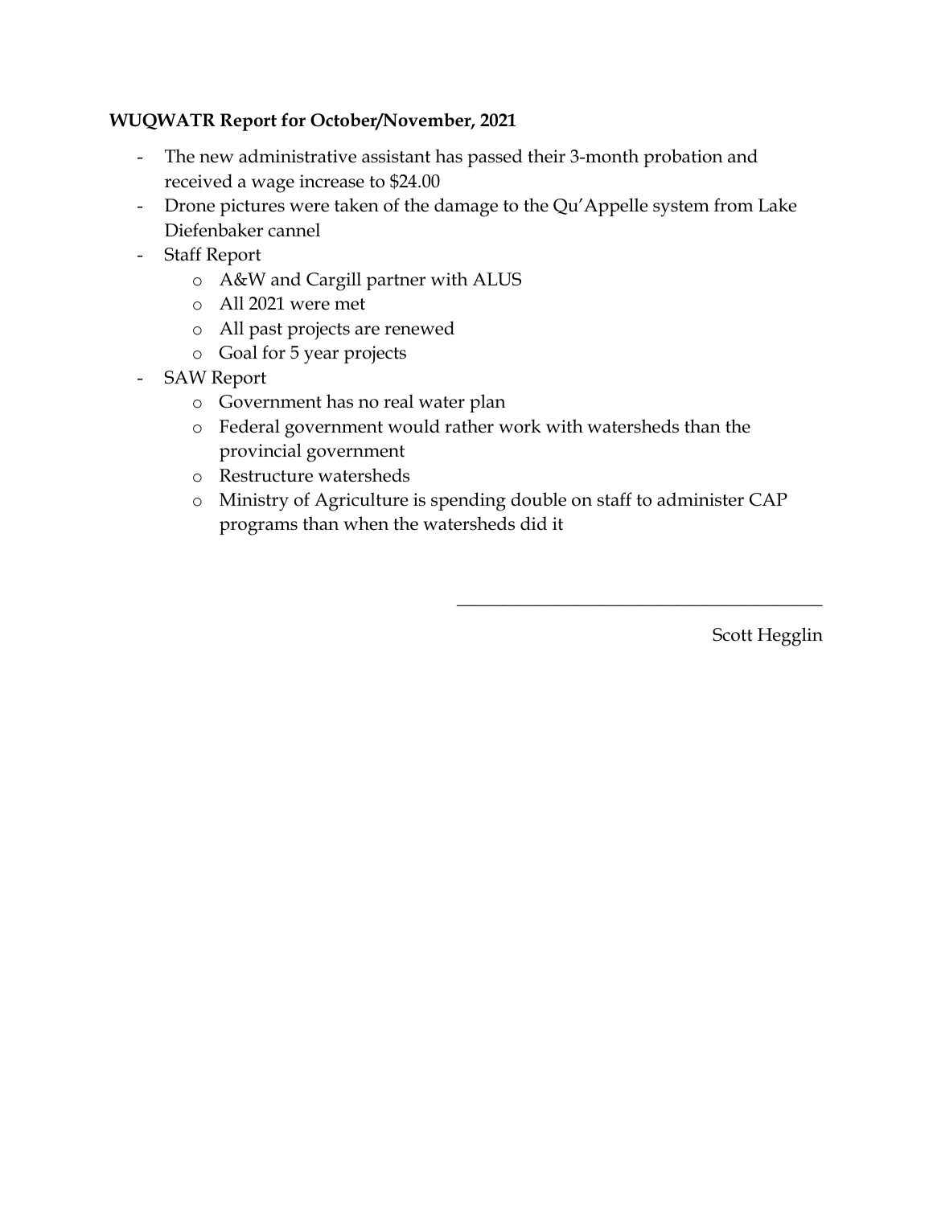**WUQWATR Report for October/November, 2021**

- The new administrative assistant has passed their 3-month probation and received a wage increase to $24.00
- Drone pictures were taken of the damage to the Qu'Appelle system from Lake Diefenbaker cannel
- Staff Report
  - A&W and Cargill partner with ALUS
  - All 2021 were met
  - All past projects are renewed
  - Goal for 5 year projects
- SAW Report
  - Government has no real water plan
  - Federal government would rather work with watersheds than the provincial government
  - Restructure watersheds
  - Ministry of Agriculture is spending double on staff to administer CAP programs than when the watersheds did it

\_\_\_\_\_\_\_\_\_\_\_\_\_\_\_\_\_\_\_\_\_\_\_\_\_\_\_\_\_\_\_\_\_\_\_\_\_\_\_\_

Scott Hegglin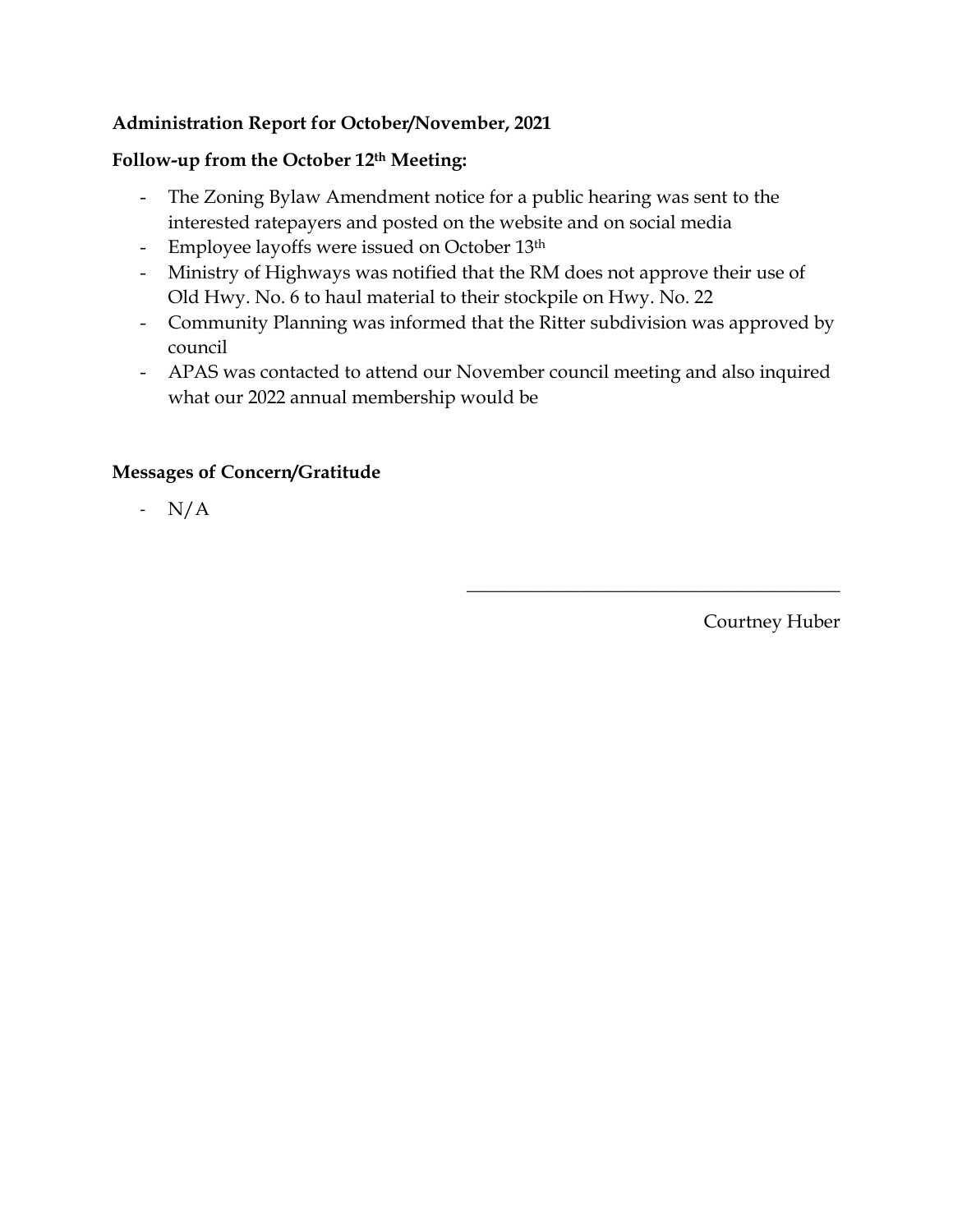**Administration Report for October/November, 2021**

**Follow-up from the October 12th Meeting:**

- The Zoning Bylaw Amendment notice for a public hearing was sent to the interested ratepayers and posted on the website and on social media
- Employee layoffs were issued on October 13th
- Ministry of Highways was notified that the RM does not approve their use of Old Hwy. No. 6 to haul material to their stockpile on Hwy. No. 22
- Community Planning was informed that the Ritter subdivision was approved by council
- APAS was contacted to attend our November council meeting and also inquired what our 2022 annual membership would be

**Messages of Concern/Gratitude**

- N/A

\_\_\_\_\_\_\_\_\_\_\_\_\_\_\_\_\_\_\_\_\_\_\_\_\_\_\_\_\_\_\_\_\_\_\_\_\_\_\_\_

Courtney Huber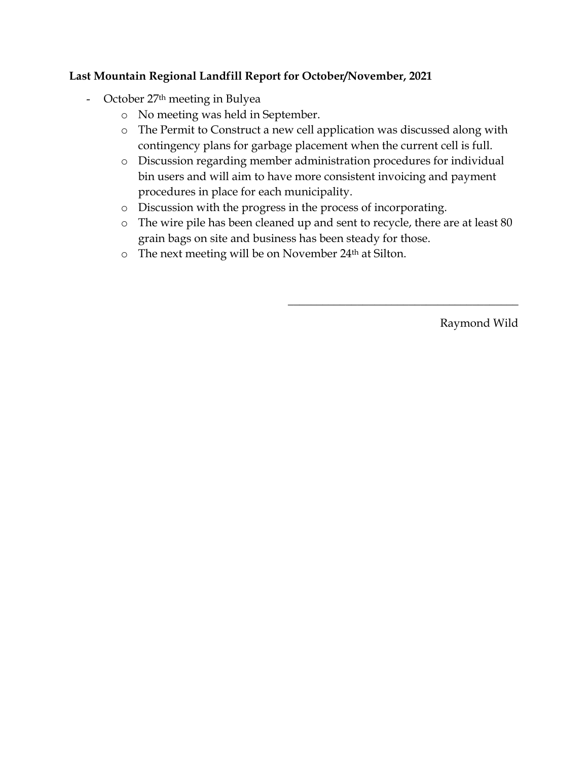**Last Mountain Regional Landfill Report for October/November, 2021**

- October 27th meeting in Bulyea
  - No meeting was held in September.
  - The Permit to Construct a new cell application was discussed along with contingency plans for garbage placement when the current cell is full.
  - Discussion regarding member administration procedures for individual bin users and will aim to have more consistent invoicing and payment procedures in place for each municipality.
  - Discussion with the progress in the process of incorporating.
  - The wire pile has been cleaned up and sent to recycle, there are at least 80 grain bags on site and business has been steady for those.
  - The next meeting will be on November 24th at Silton.

\_\_\_\_\_\_\_\_\_\_\_\_\_\_\_\_\_\_\_\_\_\_\_\_\_\_\_\_\_\_\_\_\_\_\_\_\_\_\_\_

Raymond Wild